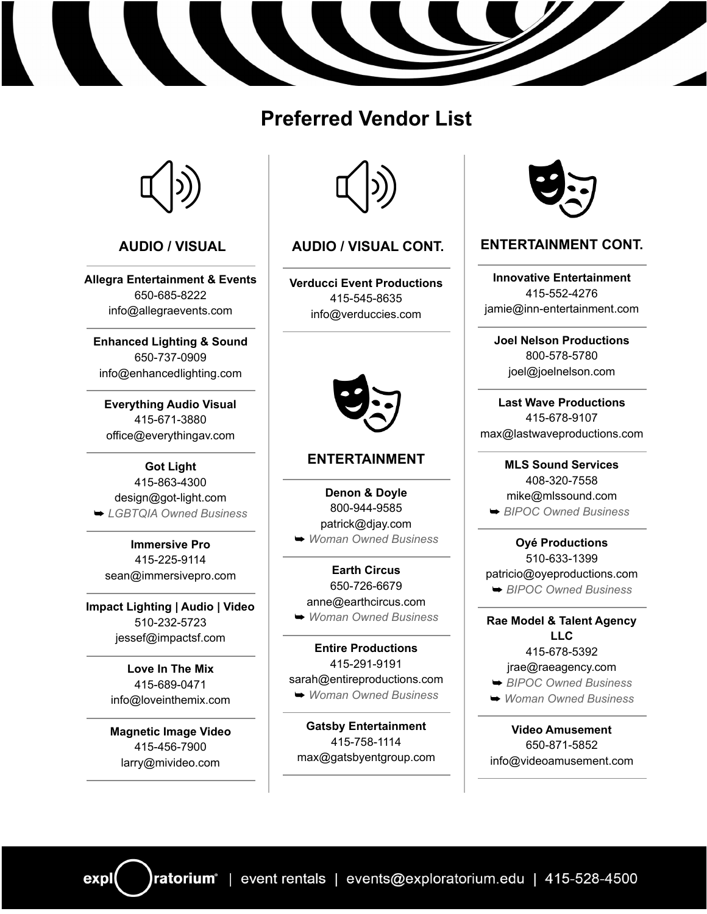# Preferred Vendor List

## AUDIO / VISUAL

**Allegra Entertainment & Events**
650-685-8222
info@allegraevents.com

**Enhanced Lighting & Sound**
650-737-0909
info@enhancedlighting.com

**Everything Audio Visual**
415-671-3880
office@everythingav.com

**Got Light**
415-863-4300
design@got-light.com
➡ *LGBTQIA Owned Business*

**Immersive Pro**
415-225-9114
sean@immersivepro.com

**Impact Lighting | Audio | Video**
510-232-5723
jessef@impactsf.com

**Love In The Mix**
415-689-0471
info@loveinthemix.com

**Magnetic Image Video**
415-456-7900
larry@mivideo.com

## AUDIO / VISUAL CONT.

**Verducci Event Productions**
415-545-8635
info@verduccies.com

## ENTERTAINMENT

**Denon & Doyle**
800-944-9585
patrick@djay.com
➡ *Woman Owned Business*

**Earth Circus**
650-726-6679
anne@earthcircus.com
➡ *Woman Owned Business*

**Entire Productions**
415-291-9191
sarah@entireproductions.com
➡ *Woman Owned Business*

**Gatsby Entertainment**
415-758-1114
max@gatsbyentgroup.com

## ENTERTAINMENT CONT.

**Innovative Entertainment**
415-552-4276
jamie@inn-entertainment.com

**Joel Nelson Productions**
800-578-5780
joel@joelnelson.com

**Last Wave Productions**
415-678-9107
max@lastwaveproductions.com

**MLS Sound Services**
408-320-7558
mike@mlssound.com
➡ *BIPOC Owned Business*

**Oyé Productions**
510-633-1399
patricio@oyeproductions.com
➡ *BIPOC Owned Business*

**Rae Model & Talent Agency LLC**
415-678-5392
jrae@raeagency.com
➡ *BIPOC Owned Business*
➡ *Woman Owned Business*

**Video Amusement**
650-871-5852
info@videoamusement.com

exploratorium | event rentals | events@exploratorium.edu | 415-528-4500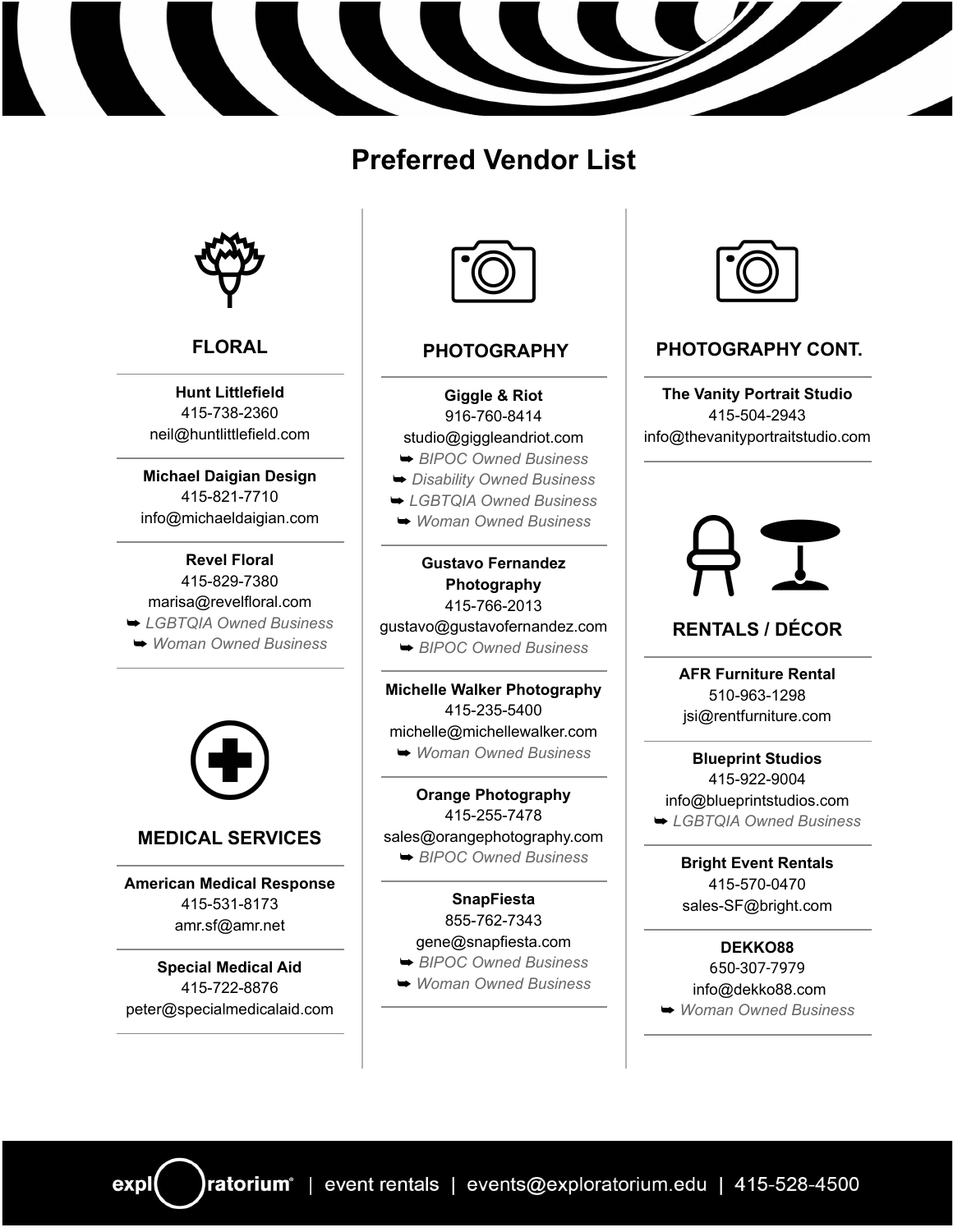# Preferred Vendor List

## FLORAL

**Hunt Littlefield**
415-738-2360
neil@huntlittlefield.com

**Michael Daigian Design**
415-821-7710
info@michaeldaigian.com

**Revel Floral**
415-829-7380
marisa@revelfloral.com
➡ *LGBTQIA Owned Business*
➡ *Woman Owned Business*

## MEDICAL SERVICES

**American Medical Response**
415-531-8173
amr.sf@amr.net

**Special Medical Aid**
415-722-8876
peter@specialmedicalaid.com

## PHOTOGRAPHY

**Giggle & Riot**
916-760-8414
studio@giggleandriot.com
➡ *BIPOC Owned Business*
➡ *Disability Owned Business*
➡ *LGBTQIA Owned Business*
➡ *Woman Owned Business*

**Gustavo Fernandez Photography**
415-766-2013
gustavo@gustavofernandez.com
➡ *BIPOC Owned Business*

**Michelle Walker Photography**
415-235-5400
michelle@michellewalker.com
➡ *Woman Owned Business*

**Orange Photography**
415-255-7478
sales@orangephotography.com
➡ *BIPOC Owned Business*

**SnapFiesta**
855-762-7343
gene@snapfiesta.com
➡ *BIPOC Owned Business*
➡ *Woman Owned Business*

## PHOTOGRAPHY CONT.

**The Vanity Portrait Studio**
415-504-2943
info@thevanityportraitstudio.com

## RENTALS / DÉCOR

**AFR Furniture Rental**
510-963-1298
jsi@rentfurniture.com

**Blueprint Studios**
415-922-9004
info@blueprintstudios.com
➡ *LGBTQIA Owned Business*

**Bright Event Rentals**
415-570-0470
sales-SF@bright.com

**DEKKO88**
650-307-7979
info@dekko88.com
➡ *Woman Owned Business*

exploratorium | event rentals | events@exploratorium.edu | 415-528-4500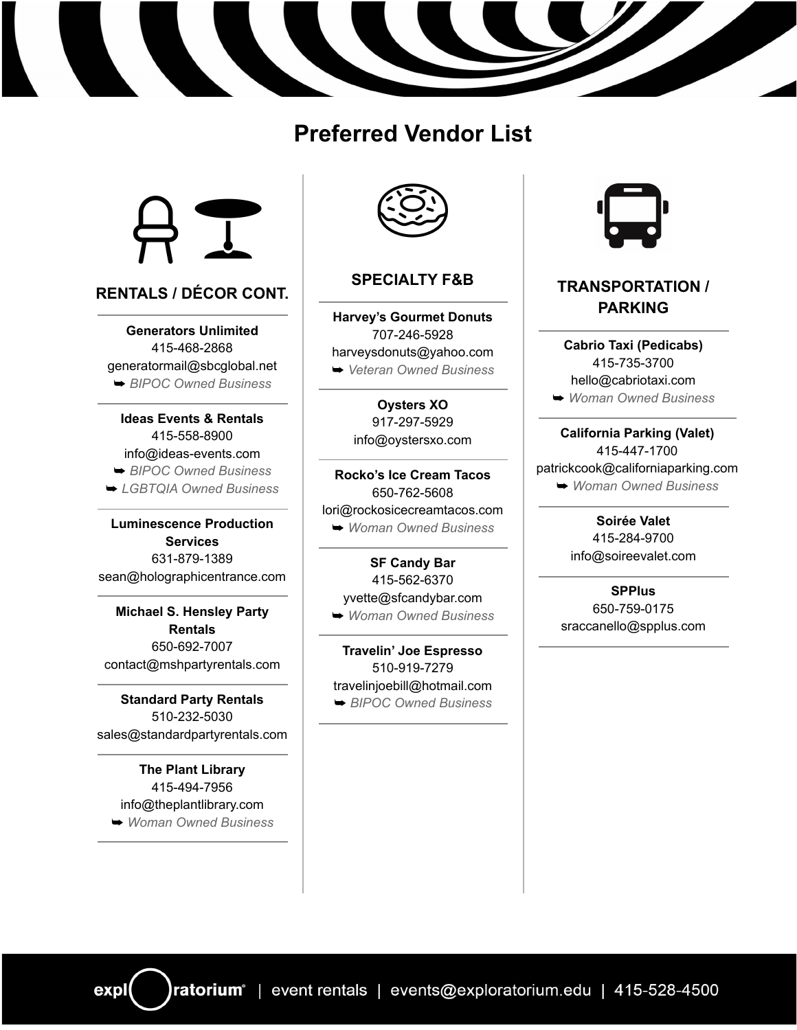# Preferred Vendor List

## RENTALS / DÉCOR CONT.

**Generators Unlimited**
415-468-2868
generatormail@sbcglobal.net
➥ *BIPOC Owned Business*

**Ideas Events & Rentals**
415-558-8900
info@ideas-events.com
➥ *BIPOC Owned Business*
➥ *LGBTQIA Owned Business*

**Luminescence Production Services**
631-879-1389
sean@holographicentrance.com

**Michael S. Hensley Party Rentals**
650-692-7007
contact@mshpartyrentals.com

**Standard Party Rentals**
510-232-5030
sales@standardpartyrentals.com

**The Plant Library**
415-494-7956
info@theplantlibrary.com
➥ *Woman Owned Business*

## SPECIALTY F&B

**Harvey's Gourmet Donuts**
707-246-5928
harveysdonuts@yahoo.com
➥ *Veteran Owned Business*

**Oysters XO**
917-297-5929
info@oystersxo.com

**Rocko's Ice Cream Tacos**
650-762-5608
lori@rockosicecreamtacos.com
➥ *Woman Owned Business*

**SF Candy Bar**
415-562-6370
yvette@sfcandybar.com
➥ *Woman Owned Business*

**Travelin' Joe Espresso**
510-919-7279
travelinjoebill@hotmail.com
➥ *BIPOC Owned Business*

## TRANSPORTATION / PARKING

**Cabrio Taxi (Pedicabs)**
415-735-3700
hello@cabriotaxi.com
➥ *Woman Owned Business*

**California Parking (Valet)**
415-447-1700
patrickcook@californiaparking.com
➥ *Woman Owned Business*

**Soirée Valet**
415-284-9700
info@soireevalet.com

**SPPlus**
650-759-0175
sraccanello@spplus.com

exploratorium | event rentals | events@exploratorium.edu | 415-528-4500